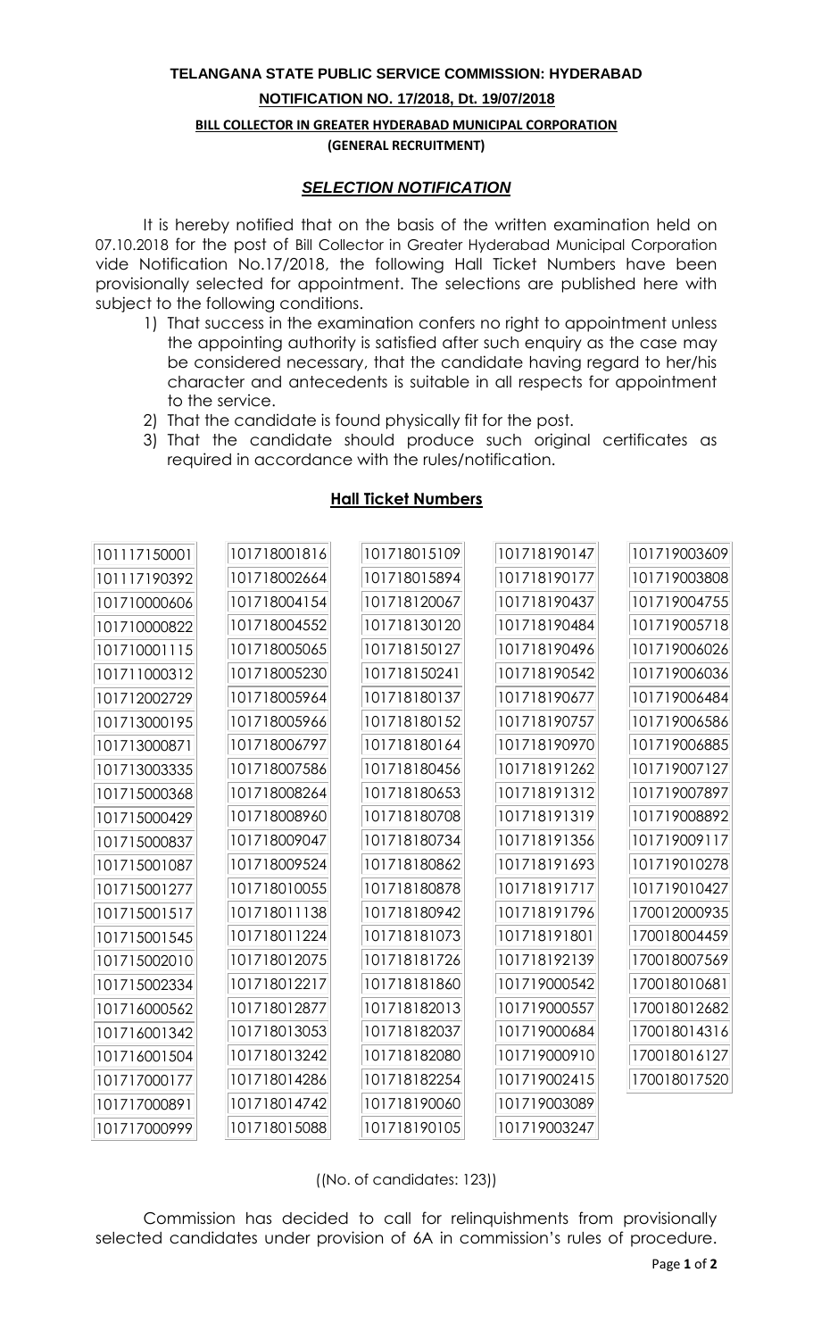**TELANGANA STATE PUBLIC SERVICE COMMISSION: HYDERABAD**

**NOTIFICATION NO. 17/2018, Dt. 19/07/2018**

**BILL COLLECTOR IN GREATER HYDERABAD MUNICIPAL CORPORATION**

**(GENERAL RECRUITMENT)**

***SELECTION NOTIFICATION***

It is hereby notified that on the basis of the written examination held on 07.10.2018 for the post of Bill Collector in Greater Hyderabad Municipal Corporation vide Notification No.17/2018, the following Hall Ticket Numbers have been provisionally selected for appointment. The selections are published here with subject to the following conditions.

1) That success in the examination confers no right to appointment unless the appointing authority is satisfied after such enquiry as the case may be considered necessary, that the candidate having regard to her/his character and antecedents is suitable in all respects for appointment to the service.
2) That the candidate is found physically fit for the post.
3) That the candidate should produce such original certificates as required in accordance with the rules/notification.

**Hall Ticket Numbers**

| | | | | |
|---|---|---|---|---|
| 101117150001 | 101718001816 | 101718015109 | 101718190147 | 101719003609 |
| 101117190392 | 101718002664 | 101718015894 | 101718190177 | 101719003808 |
| 101710000606 | 101718004154 | 101718120067 | 101718190437 | 101719004755 |
| 101710000822 | 101718004552 | 101718130120 | 101718190484 | 101719005718 |
| 101710001115 | 101718005065 | 101718150127 | 101718190496 | 101719006026 |
| 101711000312 | 101718005230 | 101718150241 | 101718190542 | 101719006036 |
| 101712002729 | 101718005964 | 101718180137 | 101718190677 | 101719006484 |
| 101713000195 | 101718005966 | 101718180152 | 101718190757 | 101719006586 |
| 101713000871 | 101718006797 | 101718180164 | 101718190970 | 101719006885 |
| 101713003335 | 101718007586 | 101718180456 | 101718191262 | 101719007127 |
| 101715000368 | 101718008264 | 101718180653 | 101718191312 | 101719007897 |
| 101715000429 | 101718008960 | 101718180708 | 101718191319 | 101719008892 |
| 101715000837 | 101718009047 | 101718180734 | 101718191356 | 101719009117 |
| 101715001087 | 101718009524 | 101718180862 | 101718191693 | 101719010278 |
| 101715001277 | 101718010055 | 101718180878 | 101718191717 | 101719010427 |
| 101715001517 | 101718011138 | 101718180942 | 101718191796 | 170012000935 |
| 101715001545 | 101718011224 | 101718181073 | 101718191801 | 170018004459 |
| 101715002010 | 101718012075 | 101718181726 | 101718192139 | 170018007569 |
| 101715002334 | 101718012217 | 101718181860 | 101719000542 | 170018010681 |
| 101716000562 | 101718012877 | 101718182013 | 101719000557 | 170018012682 |
| 101716001342 | 101718013053 | 101718182037 | 101719000684 | 170018014316 |
| 101716001504 | 101718013242 | 101718182080 | 101719000910 | 170018016127 |
| 101717000177 | 101718014286 | 101718182254 | 101719002415 | 170018017520 |
| 101717000891 | 101718014742 | 101718190060 | 101719003089 | |
| 101717000999 | 101718015088 | 101718190105 | 101719003247 | |

((No. of candidates: 123))

Commission has decided to call for relinquishments from provisionally selected candidates under provision of 6A in commission's rules of procedure.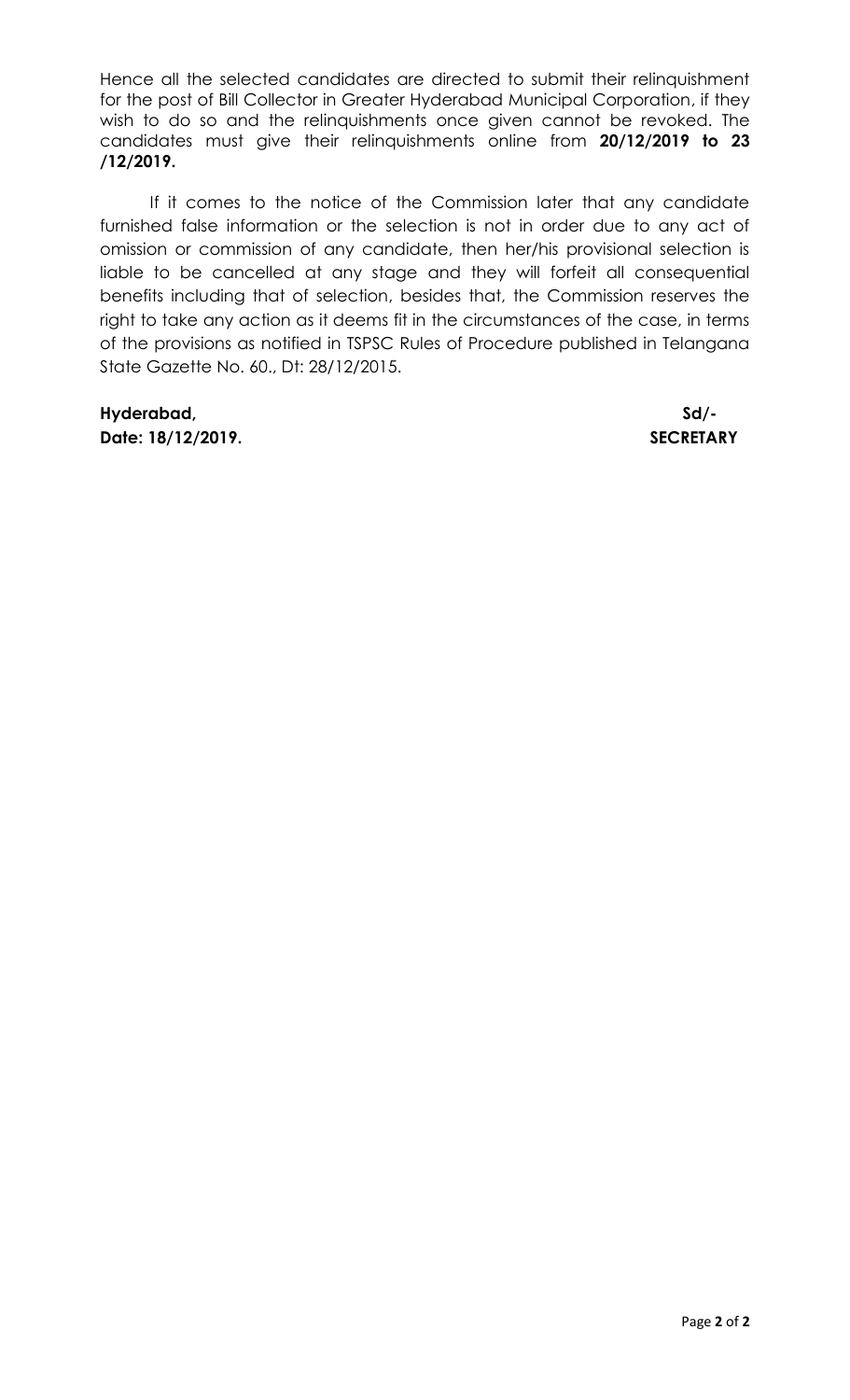Hence all the selected candidates are directed to submit their relinquishment for the post of Bill Collector in Greater Hyderabad Municipal Corporation, if they wish to do so and the relinquishments once given cannot be revoked. The candidates must give their relinquishments online from **20/12/2019 to 23 /12/2019.**

If it comes to the notice of the Commission later that any candidate furnished false information or the selection is not in order due to any act of omission or commission of any candidate, then her/his provisional selection is liable to be cancelled at any stage and they will forfeit all consequential benefits including that of selection, besides that, the Commission reserves the right to take any action as it deems fit in the circumstances of the case, in terms of the provisions as notified in TSPSC Rules of Procedure published in Telangana State Gazette No. 60., Dt: 28/12/2015.

**Hyderabad,** **Sd/-**
**Date: 18/12/2019.** **SECRETARY**